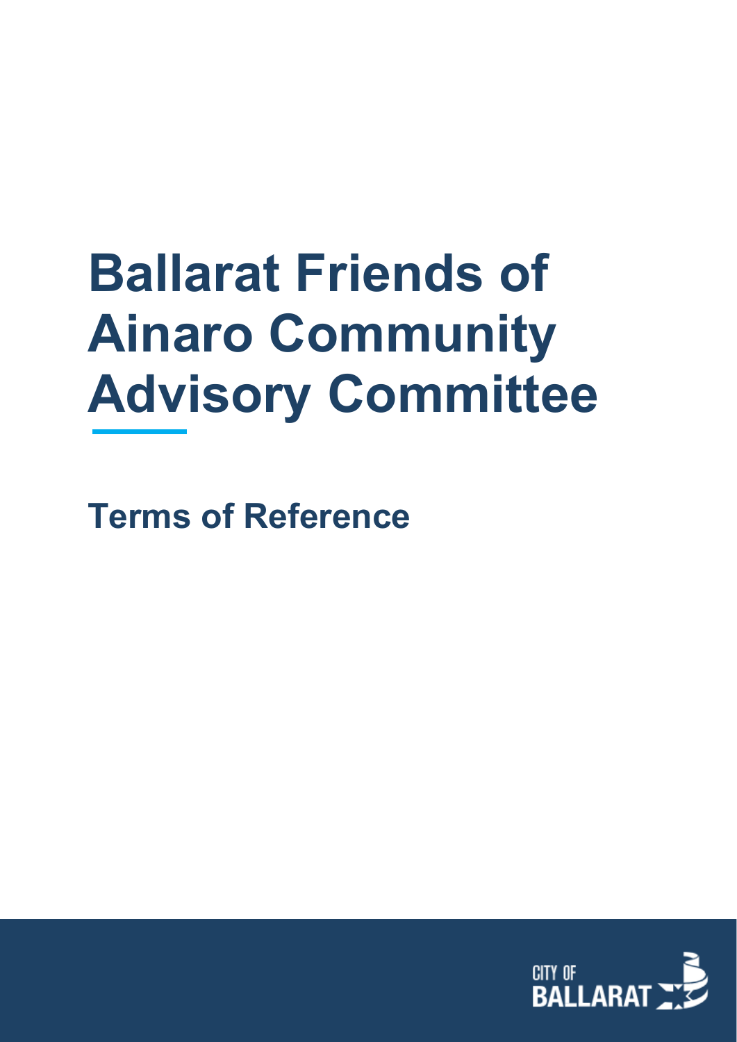# Ballarat Friends of Ainaro Community Advisory Committee

## Terms of Reference

CITY OF BALLARAT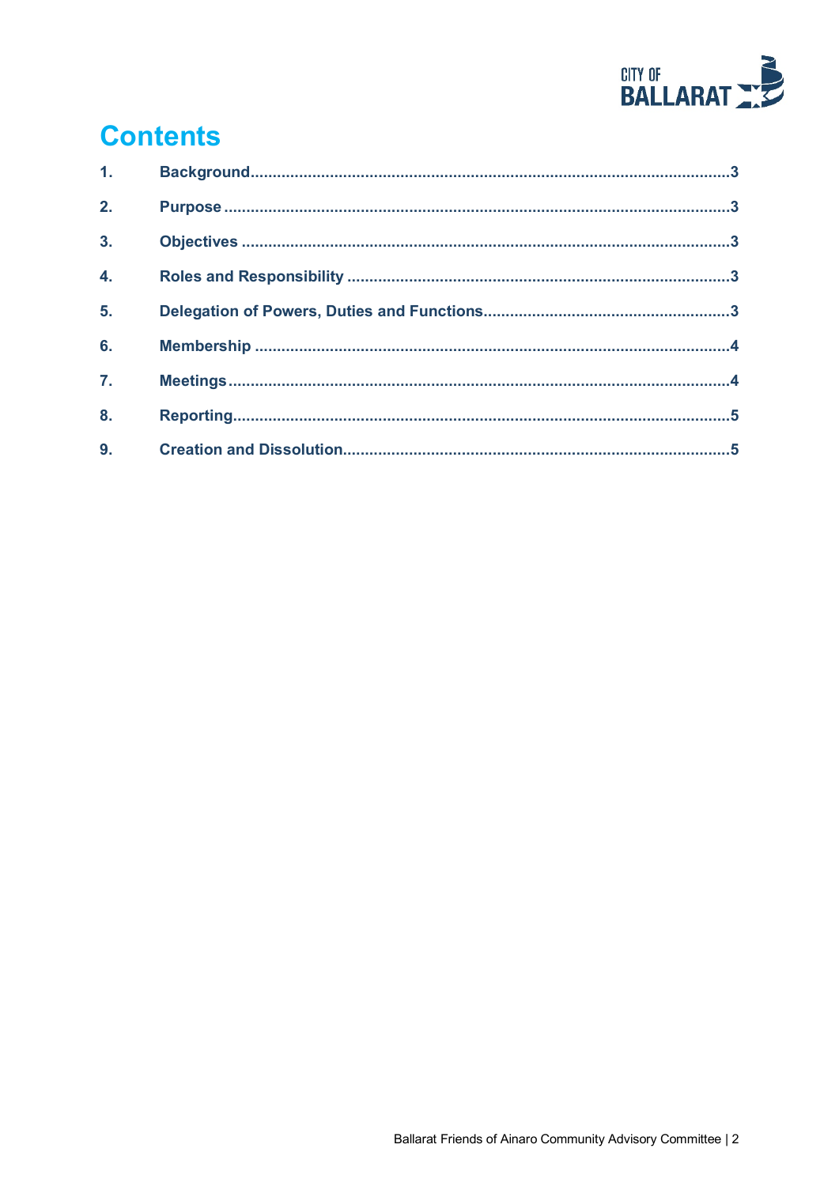# Contents

| | | |
|---|---|---|
| **1.** | **Background** | **3** |
| **2.** | **Purpose** | **3** |
| **3.** | **Objectives** | **3** |
| **4.** | **Roles and Responsibility** | **3** |
| **5.** | **Delegation of Powers, Duties and Functions** | **3** |
| **6.** | **Membership** | **4** |
| **7.** | **Meetings** | **4** |
| **8.** | **Reporting** | **5** |
| **9.** | **Creation and Dissolution** | **5** |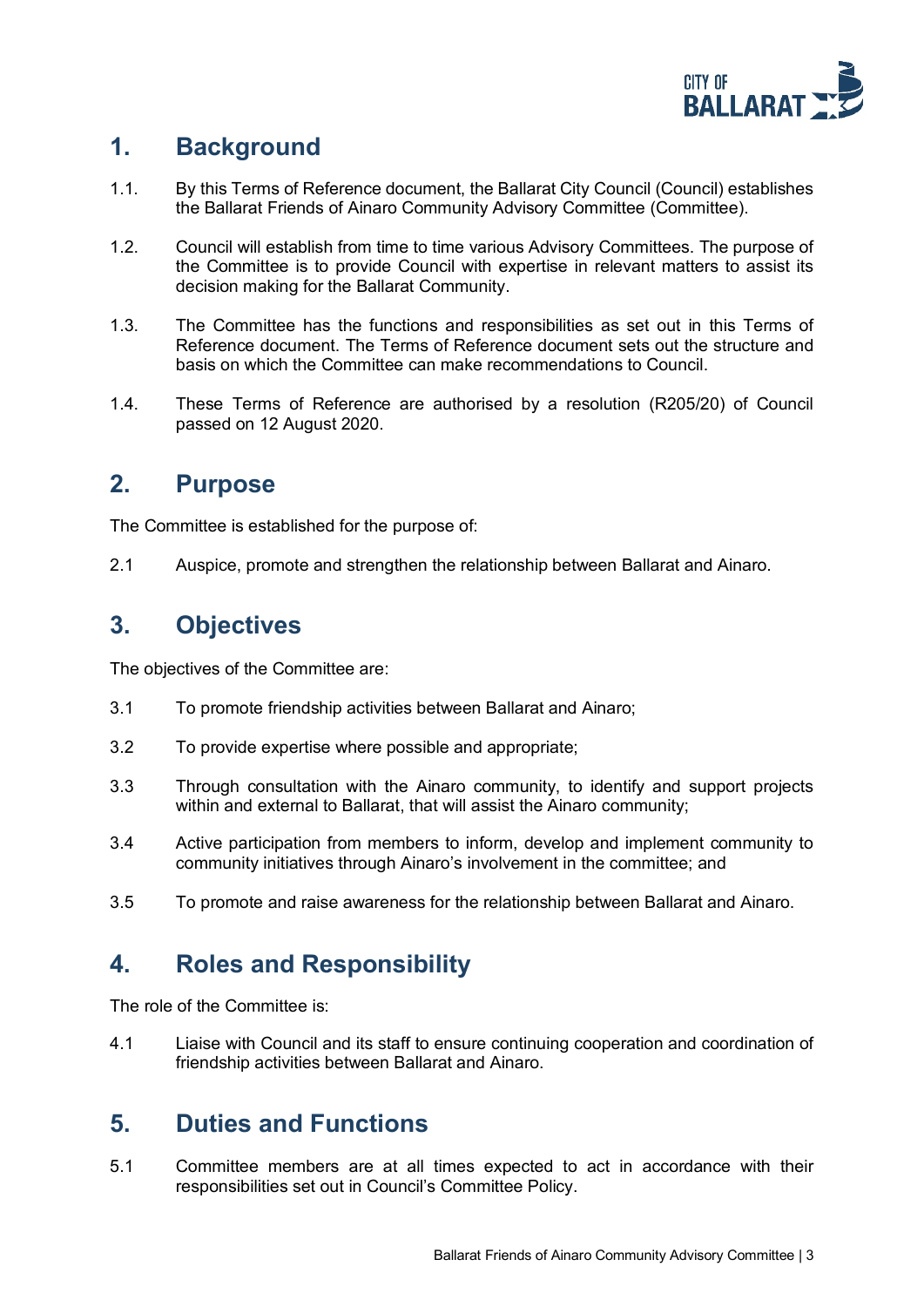## 1. Background

1.1. By this Terms of Reference document, the Ballarat City Council (Council) establishes the Ballarat Friends of Ainaro Community Advisory Committee (Committee).

1.2. Council will establish from time to time various Advisory Committees. The purpose of the Committee is to provide Council with expertise in relevant matters to assist its decision making for the Ballarat Community.

1.3. The Committee has the functions and responsibilities as set out in this Terms of Reference document. The Terms of Reference document sets out the structure and basis on which the Committee can make recommendations to Council.

1.4. These Terms of Reference are authorised by a resolution (R205/20) of Council passed on 12 August 2020.

## 2. Purpose

The Committee is established for the purpose of:

2.1 Auspice, promote and strengthen the relationship between Ballarat and Ainaro.

## 3. Objectives

The objectives of the Committee are:

3.1 To promote friendship activities between Ballarat and Ainaro;

3.2 To provide expertise where possible and appropriate;

3.3 Through consultation with the Ainaro community, to identify and support projects within and external to Ballarat, that will assist the Ainaro community;

3.4 Active participation from members to inform, develop and implement community to community initiatives through Ainaro's involvement in the committee; and

3.5 To promote and raise awareness for the relationship between Ballarat and Ainaro.

## 4. Roles and Responsibility

The role of the Committee is:

4.1 Liaise with Council and its staff to ensure continuing cooperation and coordination of friendship activities between Ballarat and Ainaro.

## 5. Duties and Functions

5.1 Committee members are at all times expected to act in accordance with their responsibilities set out in Council's Committee Policy.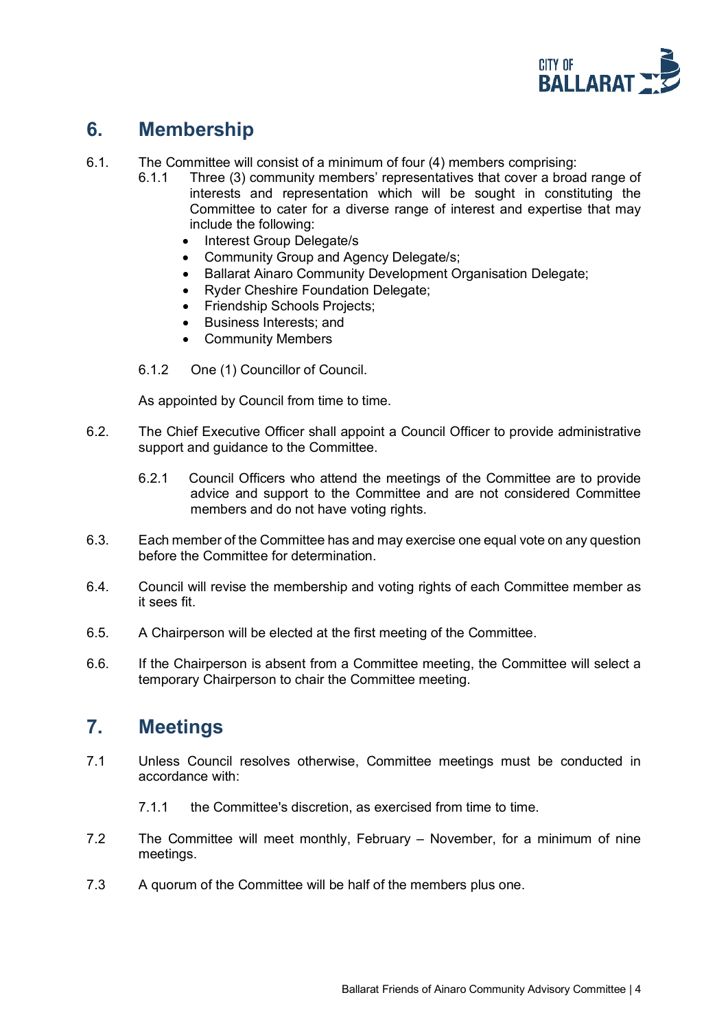## 6. Membership

6.1. The Committee will consist of a minimum of four (4) members comprising:

6.1.1 Three (3) community members' representatives that cover a broad range of interests and representation which will be sought in constituting the Committee to cater for a diverse range of interest and expertise that may include the following:

- Interest Group Delegate/s
- Community Group and Agency Delegate/s;
- Ballarat Ainaro Community Development Organisation Delegate;
- Ryder Cheshire Foundation Delegate;
- Friendship Schools Projects;
- Business Interests; and
- Community Members

6.1.2 One (1) Councillor of Council.

As appointed by Council from time to time.

6.2. The Chief Executive Officer shall appoint a Council Officer to provide administrative support and guidance to the Committee.

6.2.1 Council Officers who attend the meetings of the Committee are to provide advice and support to the Committee and are not considered Committee members and do not have voting rights.

6.3. Each member of the Committee has and may exercise one equal vote on any question before the Committee for determination.

6.4. Council will revise the membership and voting rights of each Committee member as it sees fit.

6.5. A Chairperson will be elected at the first meeting of the Committee.

6.6. If the Chairperson is absent from a Committee meeting, the Committee will select a temporary Chairperson to chair the Committee meeting.

## 7. Meetings

7.1 Unless Council resolves otherwise, Committee meetings must be conducted in accordance with:

7.1.1 the Committee's discretion, as exercised from time to time.

7.2 The Committee will meet monthly, February – November, for a minimum of nine meetings.

7.3 A quorum of the Committee will be half of the members plus one.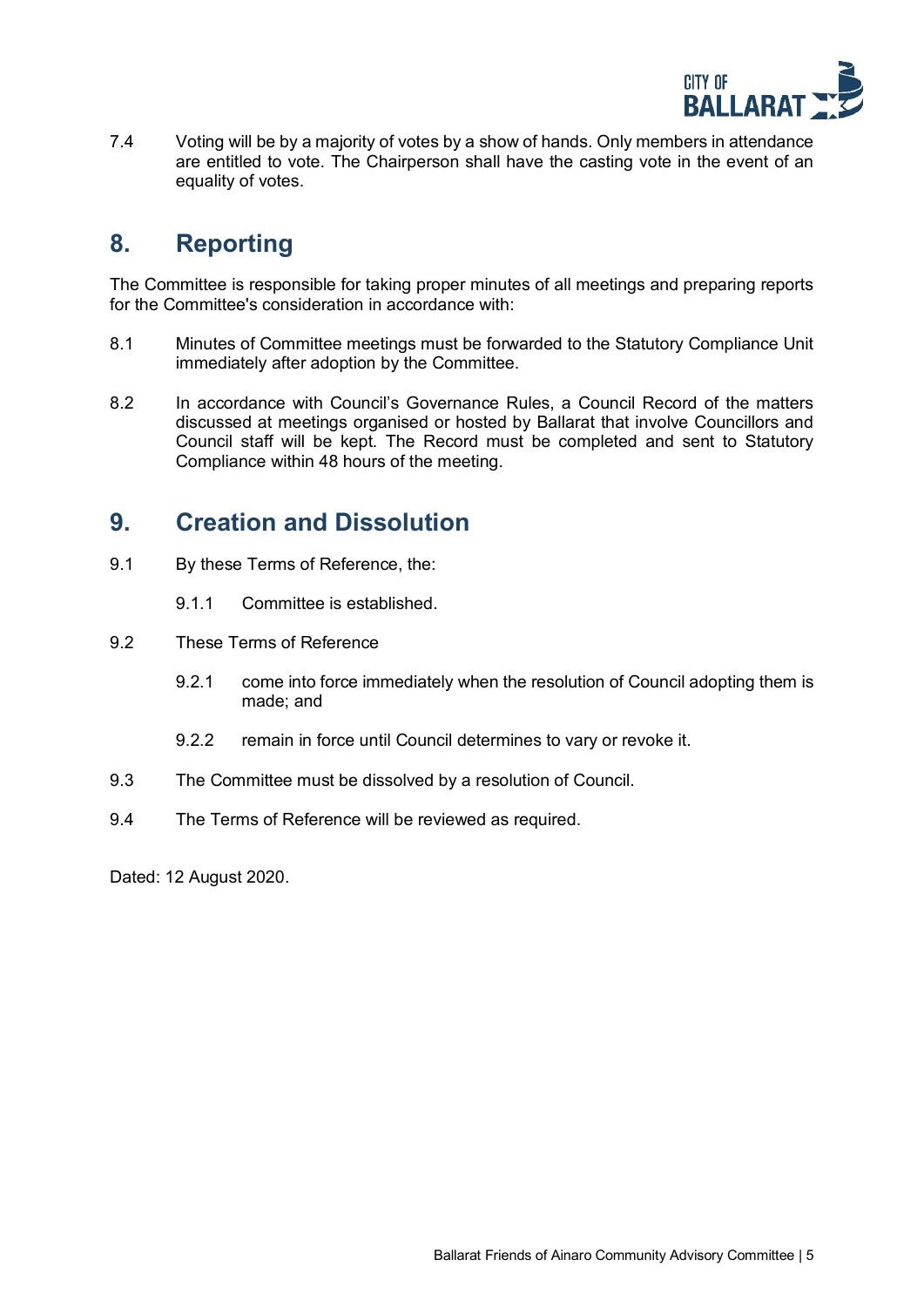7.4 Voting will be by a majority of votes by a show of hands. Only members in attendance are entitled to vote. The Chairperson shall have the casting vote in the event of an equality of votes.

## 8. Reporting

The Committee is responsible for taking proper minutes of all meetings and preparing reports for the Committee's consideration in accordance with:

8.1 Minutes of Committee meetings must be forwarded to the Statutory Compliance Unit immediately after adoption by the Committee.

8.2 In accordance with Council's Governance Rules, a Council Record of the matters discussed at meetings organised or hosted by Ballarat that involve Councillors and Council staff will be kept. The Record must be completed and sent to Statutory Compliance within 48 hours of the meeting.

## 9. Creation and Dissolution

9.1 By these Terms of Reference, the:

9.1.1 Committee is established.

9.2 These Terms of Reference

9.2.1 come into force immediately when the resolution of Council adopting them is made; and

9.2.2 remain in force until Council determines to vary or revoke it.

9.3 The Committee must be dissolved by a resolution of Council.

9.4 The Terms of Reference will be reviewed as required.

Dated: 12 August 2020.